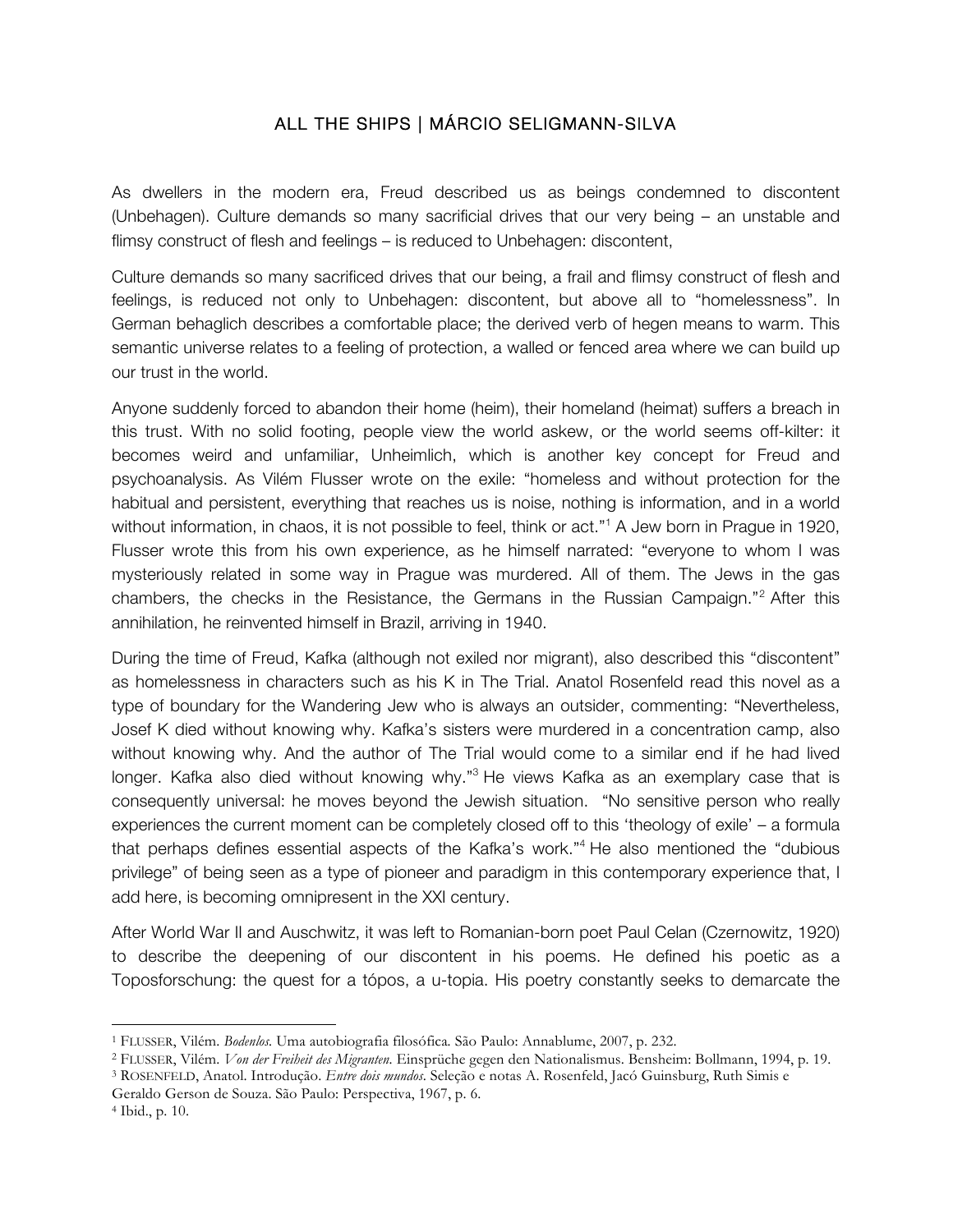# ALL THE SHIPS | MÁRCIO SELIGMANN-SILVA

As dwellers in the modern era, Freud described us as beings condemned to discontent (Unbehagen). Culture demands so many sacrificial drives that our very being – an unstable and flimsy construct of flesh and feelings – is reduced to Unbehagen: discontent,

Culture demands so many sacrificed drives that our being, a frail and flimsy construct of flesh and feelings, is reduced not only to Unbehagen: discontent, but above all to "homelessness". In German behaglich describes a comfortable place; the derived verb of hegen means to warm. This semantic universe relates to a feeling of protection, a walled or fenced area where we can build up our trust in the world.

Anyone suddenly forced to abandon their home (heim), their homeland (heimat) suffers a breach in this trust. With no solid footing, people view the world askew, or the world seems off-kilter: it becomes weird and unfamiliar, Unheimlich, which is another key concept for Freud and psychoanalysis. As Vilém Flusser wrote on the exile: "homeless and without protection for the habitual and persistent, everything that reaches us is noise, nothing is information, and in a world without information, in chaos, it is not possible to feel, think or act."[1] A Jew born in Prague in 1920, Flusser wrote this from his own experience, as he himself narrated: "everyone to whom I was mysteriously related in some way in Prague was murdered. All of them. The Jews in the gas chambers, the checks in the Resistance, the Germans in the Russian Campaign."[2] After this annihilation, he reinvented himself in Brazil, arriving in 1940.

During the time of Freud, Kafka (although not exiled nor migrant), also described this "discontent" as homelessness in characters such as his K in The Trial. Anatol Rosenfeld read this novel as a type of boundary for the Wandering Jew who is always an outsider, commenting: "Nevertheless, Josef K died without knowing why. Kafka's sisters were murdered in a concentration camp, also without knowing why. And the author of The Trial would come to a similar end if he had lived longer. Kafka also died without knowing why."[3] He views Kafka as an exemplary case that is consequently universal: he moves beyond the Jewish situation. "No sensitive person who really experiences the current moment can be completely closed off to this 'theology of exile' – a formula that perhaps defines essential aspects of the Kafka's work."[4] He also mentioned the "dubious privilege" of being seen as a type of pioneer and paradigm in this contemporary experience that, I add here, is becoming omnipresent in the XXI century.

After World War II and Auschwitz, it was left to Romanian-born poet Paul Celan (Czernowitz, 1920) to describe the deepening of our discontent in his poems. He defined his poetic as a Toposforschung: the quest for a tópos, a u-topia. His poetry constantly seeks to demarcate the

---

[1] FLUSSER, Vilém. *Bodenlos*. Uma autobiografia filosófica. São Paulo: Annablume, 2007, p. 232.

[2] FLUSSER, Vilém. *Von der Freiheit des Migranten*. Einsprüche gegen den Nationalismus. Bensheim: Bollmann, 1994, p. 19.

[3] ROSENFELD, Anatol. Introdução. *Entre dois mundos*. Seleção e notas A. Rosenfeld, Jacó Guinsburg, Ruth Simis e Geraldo Gerson de Souza. São Paulo: Perspectiva, 1967, p. 6.

[4] Ibid., p. 10.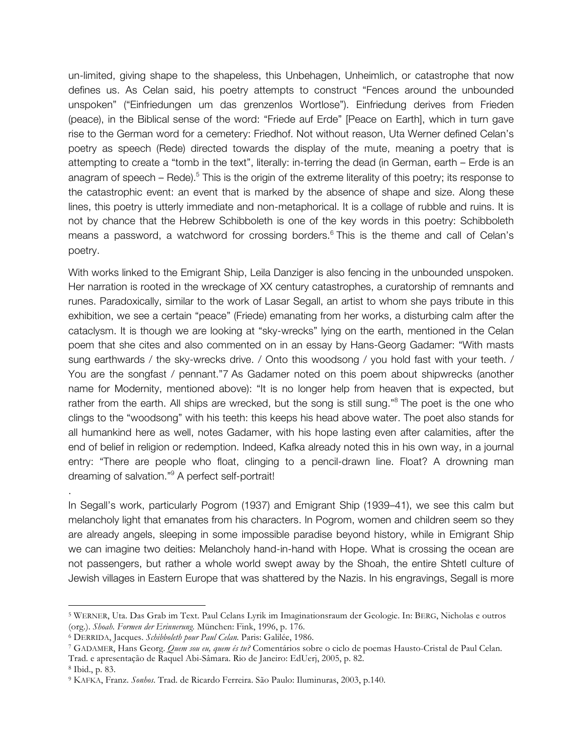un-limited, giving shape to the shapeless, this Unbehagen, Unheimlich, or catastrophe that now defines us. As Celan said, his poetry attempts to construct "Fences around the unbounded unspoken" ("Einfriedungen um das grenzenlos Wortlose"). Einfriedung derives from Frieden (peace), in the Biblical sense of the word: "Friede auf Erde" [Peace on Earth], which in turn gave rise to the German word for a cemetery: Friedhof. Not without reason, Uta Werner defined Celan's poetry as speech (Rede) directed towards the display of the mute, meaning a poetry that is attempting to create a "tomb in the text", literally: in-terring the dead (in German, earth – Erde is an anagram of speech – Rede).[5] This is the origin of the extreme literality of this poetry; its response to the catastrophic event: an event that is marked by the absence of shape and size. Along these lines, this poetry is utterly immediate and non-metaphorical. It is a collage of rubble and ruins. It is not by chance that the Hebrew Schibboleth is one of the key words in this poetry: Schibboleth means a password, a watchword for crossing borders.[6] This is the theme and call of Celan's poetry.

With works linked to the Emigrant Ship, Leila Danziger is also fencing in the unbounded unspoken. Her narration is rooted in the wreckage of XX century catastrophes, a curatorship of remnants and runes. Paradoxically, similar to the work of Lasar Segall, an artist to whom she pays tribute in this exhibition, we see a certain "peace" (Friede) emanating from her works, a disturbing calm after the cataclysm. It is though we are looking at "sky-wrecks" lying on the earth, mentioned in the Celan poem that she cites and also commented on in an essay by Hans-Georg Gadamer: "With masts sung earthwards / the sky-wrecks drive. / Onto this woodsong / you hold fast with your teeth. / You are the songfast / pennant."7 As Gadamer noted on this poem about shipwrecks (another name for Modernity, mentioned above): "It is no longer help from heaven that is expected, but rather from the earth. All ships are wrecked, but the song is still sung."[8] The poet is the one who clings to the "woodsong" with his teeth: this keeps his head above water. The poet also stands for all humankind here as well, notes Gadamer, with his hope lasting even after calamities, after the end of belief in religion or redemption. Indeed, Kafka already noted this in his own way, in a journal entry: "There are people who float, clinging to a pencil-drawn line. Float? A drowning man dreaming of salvation."[9] A perfect self-portrait!

.

In Segall's work, particularly Pogrom (1937) and Emigrant Ship (1939–41), we see this calm but melancholy light that emanates from his characters. In Pogrom, women and children seem so they are already angels, sleeping in some impossible paradise beyond history, while in Emigrant Ship we can imagine two deities: Melancholy hand-in-hand with Hope. What is crossing the ocean are not passengers, but rather a whole world swept away by the Shoah, the entire Shtetl culture of Jewish villages in Eastern Europe that was shattered by the Nazis. In his engravings, Segall is more

---

[5] WERNER, Uta. Das Grab im Text. Paul Celans Lyrik im Imaginationsraum der Geologie. In: BERG, Nicholas e outros (org.). *Shoah. Formen der Erinnerung*. München: Fink, 1996, p. 176.

[6] DERRIDA, Jacques. *Schibboleth pour Paul Celan*. Paris: Galilée, 1986.

[7] GADAMER, Hans Georg. *Quem sou eu, quem és tu?* Comentários sobre o ciclo de poemas Hausto-Cristal de Paul Celan. Trad. e apresentação de Raquel Abi-Sâmara. Rio de Janeiro: EdUerj, 2005, p. 82.

[8] Ibid., p. 83.

[9] KAFKA, Franz. *Sonhos*. Trad. de Ricardo Ferreira. São Paulo: Iluminuras, 2003, p.140.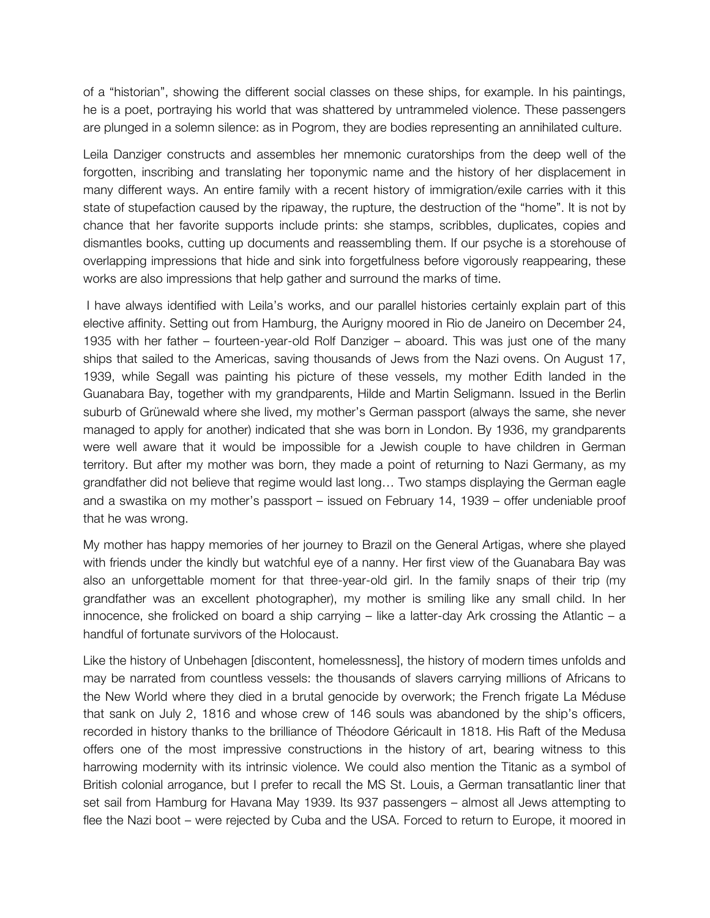of a "historian", showing the different social classes on these ships, for example. In his paintings, he is a poet, portraying his world that was shattered by untrammeled violence. These passengers are plunged in a solemn silence: as in Pogrom, they are bodies representing an annihilated culture.

Leila Danziger constructs and assembles her mnemonic curatorships from the deep well of the forgotten, inscribing and translating her toponymic name and the history of her displacement in many different ways. An entire family with a recent history of immigration/exile carries with it this state of stupefaction caused by the ripaway, the rupture, the destruction of the "home". It is not by chance that her favorite supports include prints: she stamps, scribbles, duplicates, copies and dismantles books, cutting up documents and reassembling them. If our psyche is a storehouse of overlapping impressions that hide and sink into forgetfulness before vigorously reappearing, these works are also impressions that help gather and surround the marks of time.

I have always identified with Leila's works, and our parallel histories certainly explain part of this elective affinity. Setting out from Hamburg, the Aurigny moored in Rio de Janeiro on December 24, 1935 with her father – fourteen-year-old Rolf Danziger – aboard. This was just one of the many ships that sailed to the Americas, saving thousands of Jews from the Nazi ovens. On August 17, 1939, while Segall was painting his picture of these vessels, my mother Edith landed in the Guanabara Bay, together with my grandparents, Hilde and Martin Seligmann. Issued in the Berlin suburb of Grünewald where she lived, my mother's German passport (always the same, she never managed to apply for another) indicated that she was born in London. By 1936, my grandparents were well aware that it would be impossible for a Jewish couple to have children in German territory. But after my mother was born, they made a point of returning to Nazi Germany, as my grandfather did not believe that regime would last long… Two stamps displaying the German eagle and a swastika on my mother's passport – issued on February 14, 1939 – offer undeniable proof that he was wrong.

My mother has happy memories of her journey to Brazil on the General Artigas, where she played with friends under the kindly but watchful eye of a nanny. Her first view of the Guanabara Bay was also an unforgettable moment for that three-year-old girl. In the family snaps of their trip (my grandfather was an excellent photographer), my mother is smiling like any small child. In her innocence, she frolicked on board a ship carrying – like a latter-day Ark crossing the Atlantic – a handful of fortunate survivors of the Holocaust.

Like the history of Unbehagen [discontent, homelessness], the history of modern times unfolds and may be narrated from countless vessels: the thousands of slavers carrying millions of Africans to the New World where they died in a brutal genocide by overwork; the French frigate La Méduse that sank on July 2, 1816 and whose crew of 146 souls was abandoned by the ship's officers, recorded in history thanks to the brilliance of Théodore Géricault in 1818. His Raft of the Medusa offers one of the most impressive constructions in the history of art, bearing witness to this harrowing modernity with its intrinsic violence. We could also mention the Titanic as a symbol of British colonial arrogance, but I prefer to recall the MS St. Louis, a German transatlantic liner that set sail from Hamburg for Havana May 1939. Its 937 passengers – almost all Jews attempting to flee the Nazi boot – were rejected by Cuba and the USA. Forced to return to Europe, it moored in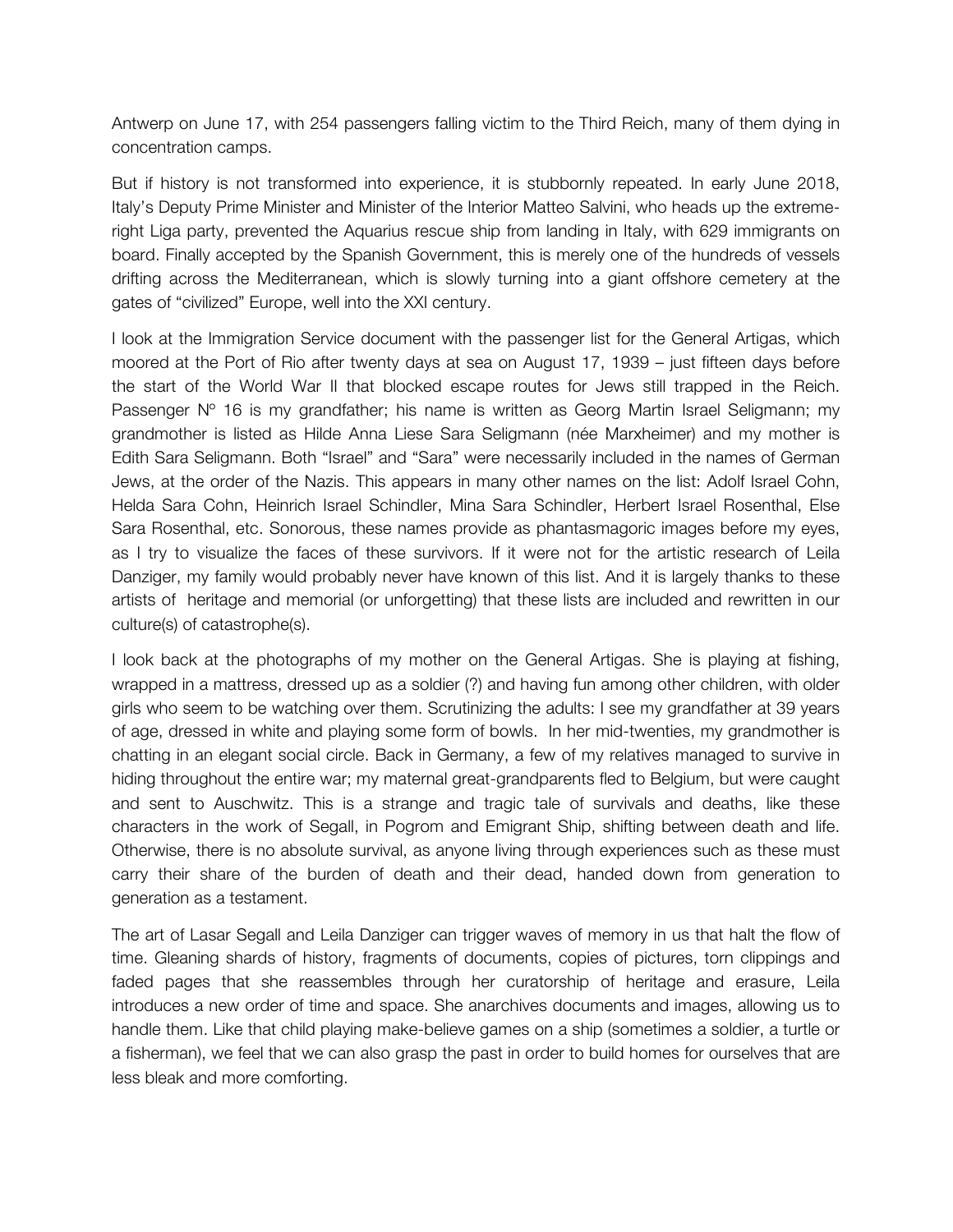Antwerp on June 17, with 254 passengers falling victim to the Third Reich, many of them dying in concentration camps.

But if history is not transformed into experience, it is stubbornly repeated. In early June 2018, Italy's Deputy Prime Minister and Minister of the Interior Matteo Salvini, who heads up the extreme-right Liga party, prevented the Aquarius rescue ship from landing in Italy, with 629 immigrants on board. Finally accepted by the Spanish Government, this is merely one of the hundreds of vessels drifting across the Mediterranean, which is slowly turning into a giant offshore cemetery at the gates of "civilized" Europe, well into the XXI century.

I look at the Immigration Service document with the passenger list for the General Artigas, which moored at the Port of Rio after twenty days at sea on August 17, 1939 – just fifteen days before the start of the World War II that blocked escape routes for Jews still trapped in the Reich. Passenger Nº 16 is my grandfather; his name is written as Georg Martin Israel Seligmann; my grandmother is listed as Hilde Anna Liese Sara Seligmann (née Marxheimer) and my mother is Edith Sara Seligmann. Both "Israel" and "Sara" were necessarily included in the names of German Jews, at the order of the Nazis. This appears in many other names on the list: Adolf Israel Cohn, Helda Sara Cohn, Heinrich Israel Schindler, Mina Sara Schindler, Herbert Israel Rosenthal, Else Sara Rosenthal, etc. Sonorous, these names provide as phantasmagoric images before my eyes, as I try to visualize the faces of these survivors. If it were not for the artistic research of Leila Danziger, my family would probably never have known of this list. And it is largely thanks to these artists of heritage and memorial (or unforgetting) that these lists are included and rewritten in our culture(s) of catastrophe(s).

I look back at the photographs of my mother on the General Artigas. She is playing at fishing, wrapped in a mattress, dressed up as a soldier (?) and having fun among other children, with older girls who seem to be watching over them. Scrutinizing the adults: I see my grandfather at 39 years of age, dressed in white and playing some form of bowls. In her mid-twenties, my grandmother is chatting in an elegant social circle. Back in Germany, a few of my relatives managed to survive in hiding throughout the entire war; my maternal great-grandparents fled to Belgium, but were caught and sent to Auschwitz. This is a strange and tragic tale of survivals and deaths, like these characters in the work of Segall, in Pogrom and Emigrant Ship, shifting between death and life. Otherwise, there is no absolute survival, as anyone living through experiences such as these must carry their share of the burden of death and their dead, handed down from generation to generation as a testament.

The art of Lasar Segall and Leila Danziger can trigger waves of memory in us that halt the flow of time. Gleaning shards of history, fragments of documents, copies of pictures, torn clippings and faded pages that she reassembles through her curatorship of heritage and erasure, Leila introduces a new order of time and space. She anarchives documents and images, allowing us to handle them. Like that child playing make-believe games on a ship (sometimes a soldier, a turtle or a fisherman), we feel that we can also grasp the past in order to build homes for ourselves that are less bleak and more comforting.